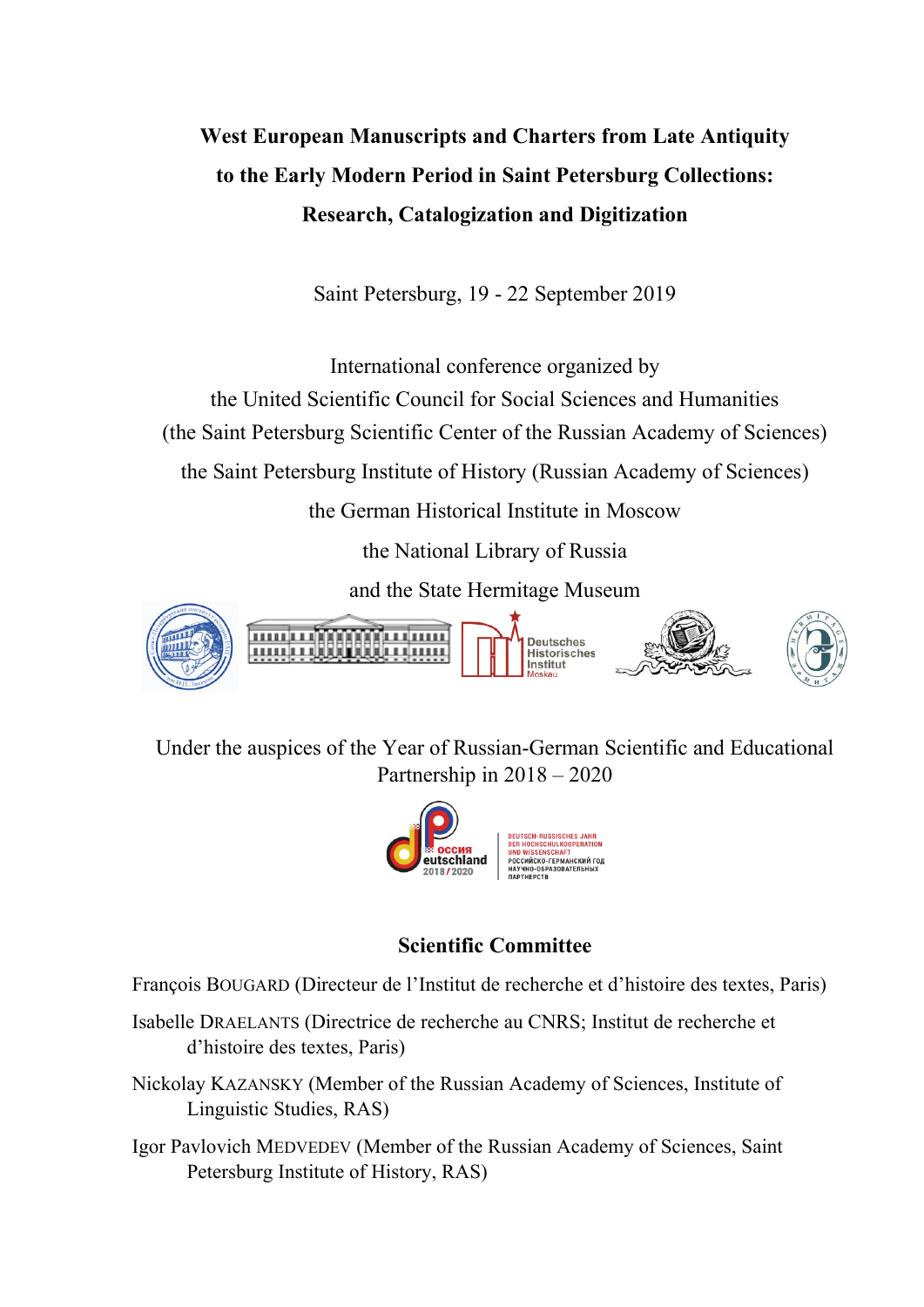# West European Manuscripts and Charters from Late Antiquity to the Early Modern Period in Saint Petersburg Collections: Research, Catalogization and Digitization

Saint Petersburg, 19 - 22 September 2019

International conference organized by
the United Scientific Council for Social Sciences and Humanities
(the Saint Petersburg Scientific Center of the Russian Academy of Sciences)
the Saint Petersburg Institute of History (Russian Academy of Sciences)
the German Historical Institute in Moscow
the National Library of Russia
and the State Hermitage Museum

Under the auspices of the Year of Russian-German Scientific and Educational Partnership in 2018 – 2020

## Scientific Committee

François BOUGARD (Directeur de l'Institut de recherche et d'histoire des textes, Paris)

Isabelle DRAELANTS (Directrice de recherche au CNRS; Institut de recherche et d'histoire des textes, Paris)

Nickolay KAZANSKY (Member of the Russian Academy of Sciences, Institute of Linguistic Studies, RAS)

Igor Pavlovich MEDVEDEV (Member of the Russian Academy of Sciences, Saint Petersburg Institute of History, RAS)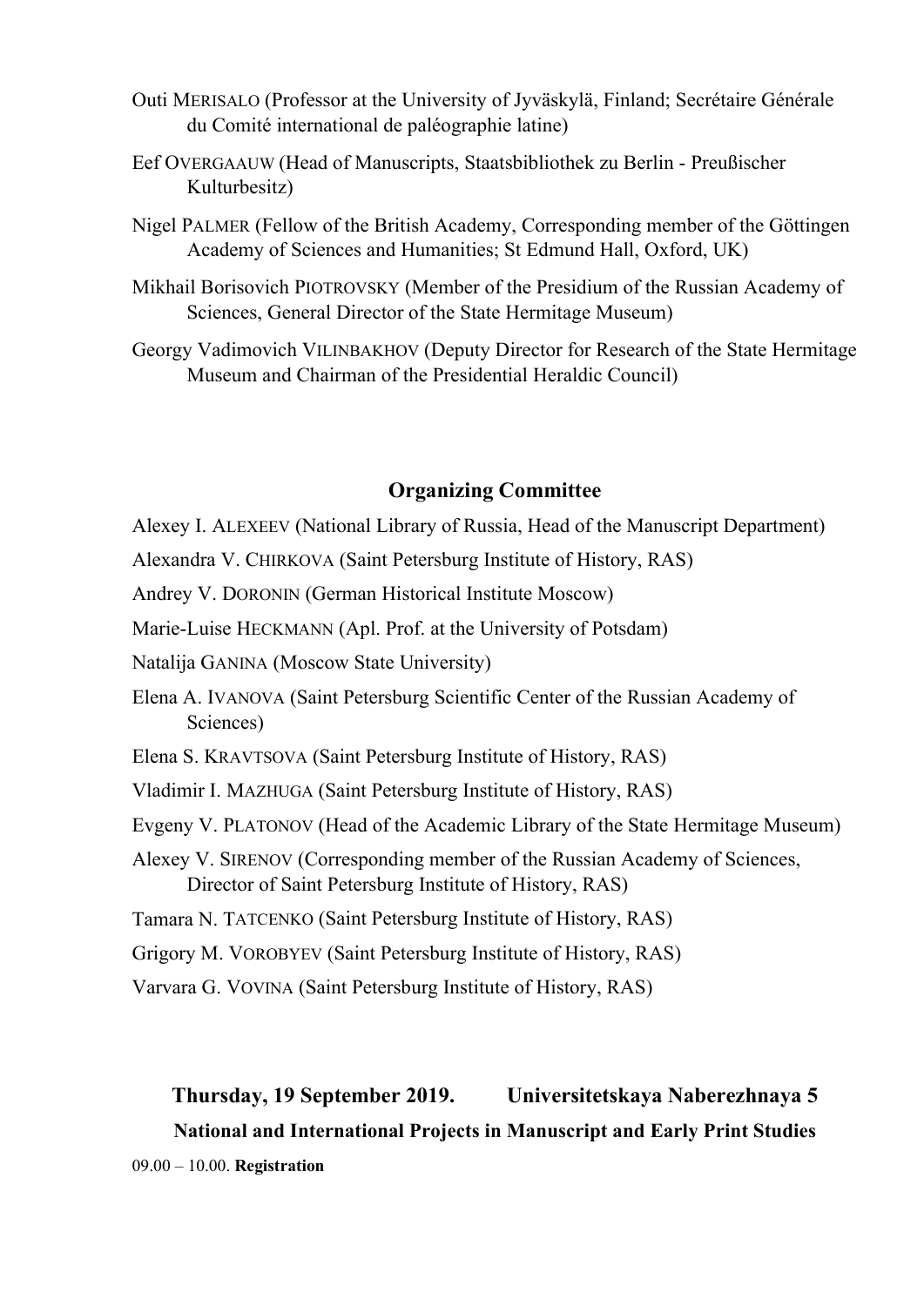Outi MERISALO (Professor at the University of Jyväskylä, Finland; Secrétaire Générale du Comité international de paléographie latine)

Eef OVERGAAUW (Head of Manuscripts, Staatsbibliothek zu Berlin - Preußischer Kulturbesitz)

Nigel PALMER (Fellow of the British Academy, Corresponding member of the Göttingen Academy of Sciences and Humanities; St Edmund Hall, Oxford, UK)

Mikhail Borisovich PIOTROVSKY (Member of the Presidium of the Russian Academy of Sciences, General Director of the State Hermitage Museum)

Georgy Vadimovich VILINBAKHOV (Deputy Director for Research of the State Hermitage Museum and Chairman of the Presidential Heraldic Council)

## Organizing Committee

Alexey I. ALEXEEV (National Library of Russia, Head of the Manuscript Department)

Alexandra V. CHIRKOVA (Saint Petersburg Institute of History, RAS)

Andrey V. DORONIN (German Historical Institute Moscow)

Marie-Luise HECKMANN (Apl. Prof. at the University of Potsdam)

Natalija GANINA (Moscow State University)

Elena A. IVANOVA (Saint Petersburg Scientific Center of the Russian Academy of Sciences)

Elena S. KRAVTSOVA (Saint Petersburg Institute of History, RAS)

Vladimir I. MAZHUGA (Saint Petersburg Institute of History, RAS)

Evgeny V. PLATONOV (Head of the Academic Library of the State Hermitage Museum)

Alexey V. SIRENOV (Corresponding member of the Russian Academy of Sciences, Director of Saint Petersburg Institute of History, RAS)

Tamara N. TATCENKO (Saint Petersburg Institute of History, RAS)

Grigory M. VOROBYEV (Saint Petersburg Institute of History, RAS)

Varvara G. VOVINA (Saint Petersburg Institute of History, RAS)

**Thursday, 19 September 2019. Universitetskaya Naberezhnaya 5**

**National and International Projects in Manuscript and Early Print Studies**

09.00 – 10.00. **Registration**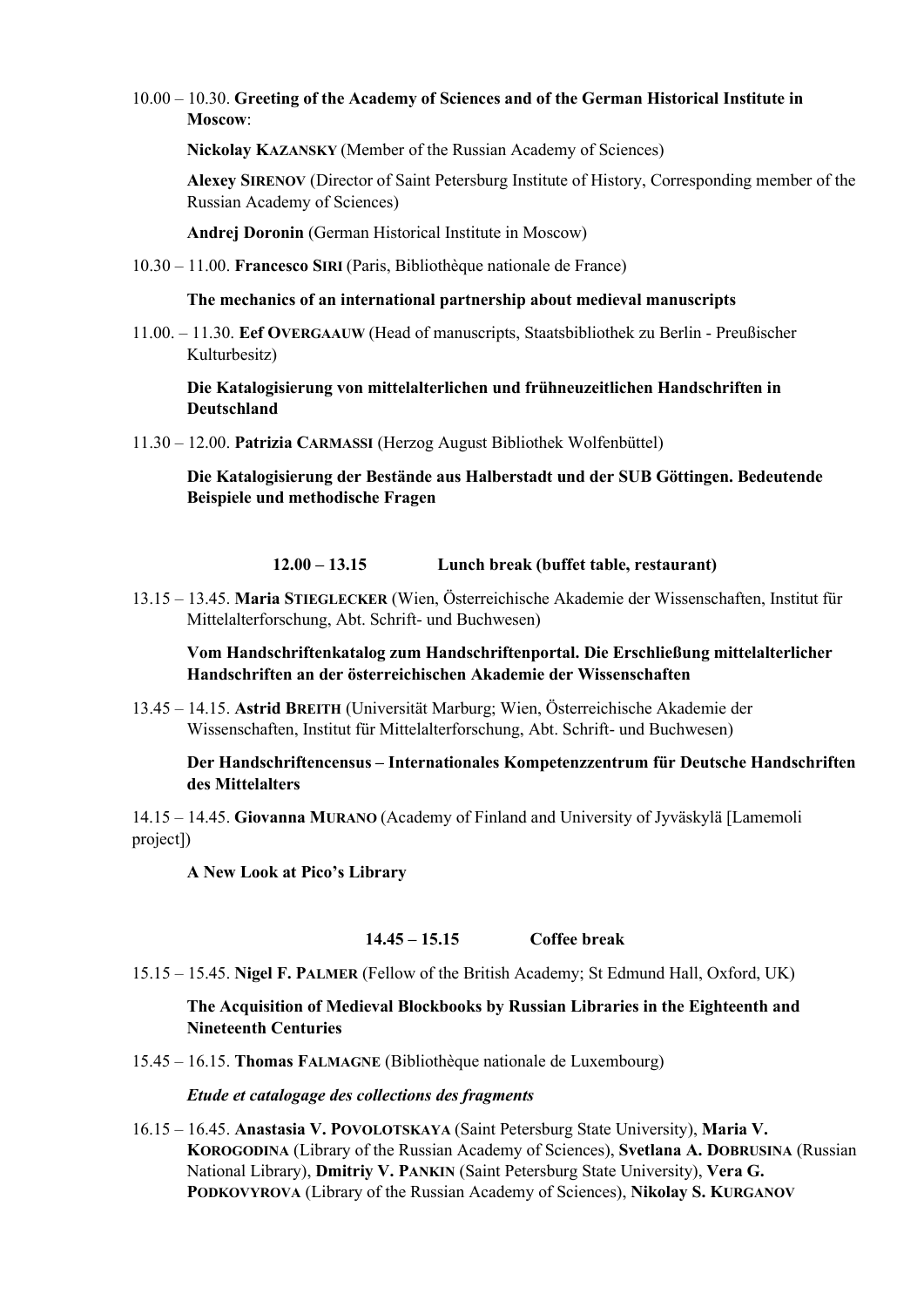10.00 – 10.30. **Greeting of the Academy of Sciences and of the German Historical Institute in Moscow**:

**Nickolay KAZANSKY** (Member of the Russian Academy of Sciences)

**Alexey SIRENOV** (Director of Saint Petersburg Institute of History, Corresponding member of the Russian Academy of Sciences)

**Andrej Doronin** (German Historical Institute in Moscow)

10.30 – 11.00. **Francesco SIRI** (Paris, Bibliothèque nationale de France)

**The mechanics of an international partnership about medieval manuscripts**

11.00. – 11.30. **Eef OVERGAAUW** (Head of manuscripts, Staatsbibliothek zu Berlin - Preußischer Kulturbesitz)

**Die Katalogisierung von mittelalterlichen und frühneuzeitlichen Handschriften in Deutschland**

11.30 – 12.00. **Patrizia CARMASSI** (Herzog August Bibliothek Wolfenbüttel)

**Die Katalogisierung der Bestände aus Halberstadt und der SUB Göttingen. Bedeutende Beispiele und methodische Fragen**

**12.00 – 13.15 Lunch break (buffet table, restaurant)**

13.15 – 13.45. **Maria STIEGLECKER** (Wien, Österreichische Akademie der Wissenschaften, Institut für Mittelalterforschung, Abt. Schrift- und Buchwesen)

**Vom Handschriftenkatalog zum Handschriftenportal. Die Erschließung mittelalterlicher Handschriften an der österreichischen Akademie der Wissenschaften**

13.45 – 14.15. **Astrid BREITH** (Universität Marburg; Wien, Österreichische Akademie der Wissenschaften, Institut für Mittelalterforschung, Abt. Schrift- und Buchwesen)

**Der Handschriftencensus – Internationales Kompetenzzentrum für Deutsche Handschriften des Mittelalters**

14.15 – 14.45. **Giovanna MURANO** (Academy of Finland and University of Jyväskylä [Lamemoli project])

**A New Look at Pico's Library**

**14.45 – 15.15 Coffee break**

15.15 – 15.45. **Nigel F. PALMER** (Fellow of the British Academy; St Edmund Hall, Oxford, UK)

**The Acquisition of Medieval Blockbooks by Russian Libraries in the Eighteenth and Nineteenth Centuries**

15.45 – 16.15. **Thomas FALMAGNE** (Bibliothèque nationale de Luxembourg)

***Etude et catalogage des collections des fragments***

16.15 – 16.45. **Anastasia V. POVOLOTSKAYA** (Saint Petersburg State University), **Maria V. KOROGODINA** (Library of the Russian Academy of Sciences), **Svetlana A. DOBRUSINA** (Russian National Library), **Dmitriy V. PANKIN** (Saint Petersburg State University), **Vera G. PODKOVYROVA** (Library of the Russian Academy of Sciences), **Nikolay S. KURGANOV**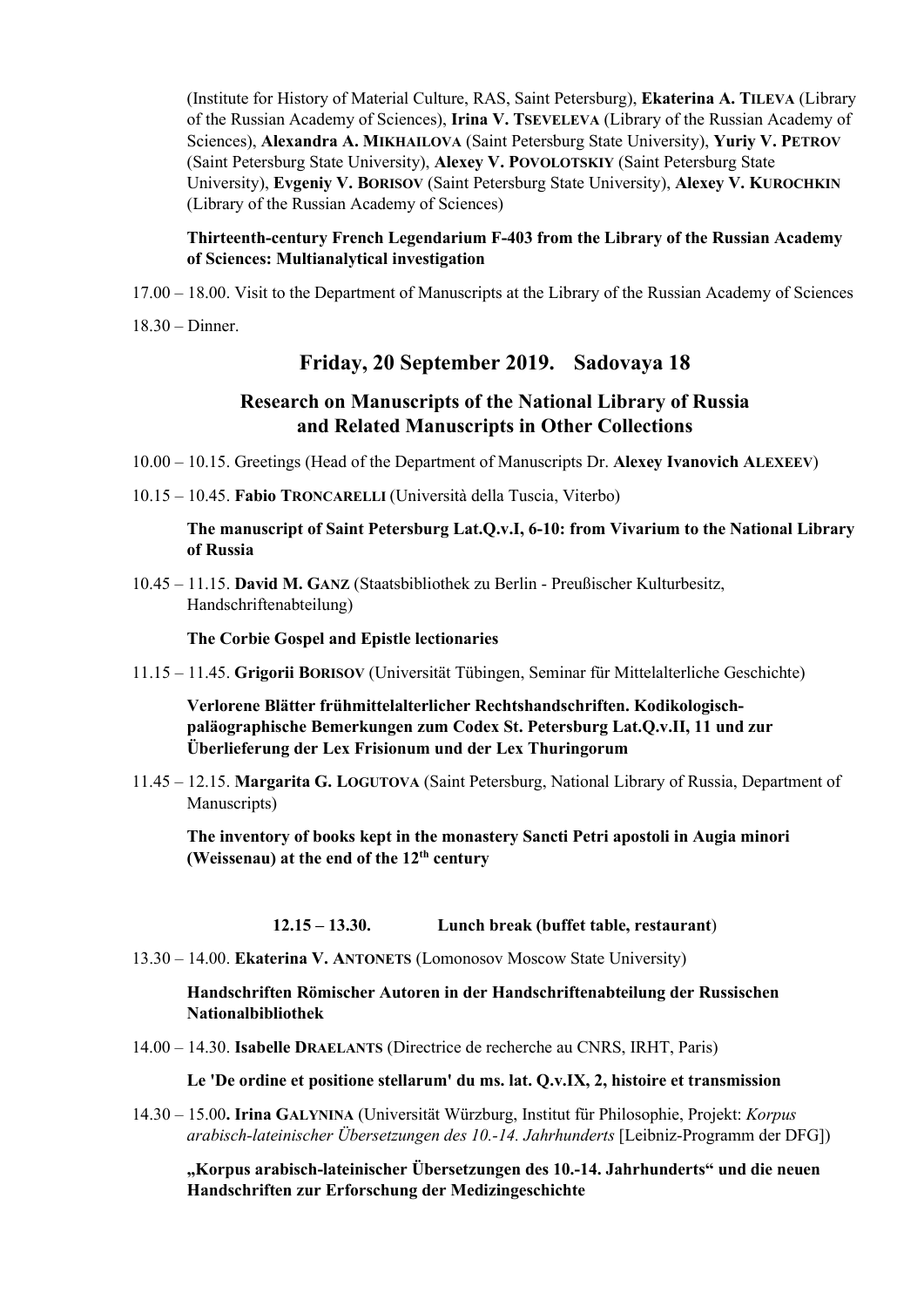(Institute for History of Material Culture, RAS, Saint Petersburg), **Ekaterina A. Tileva** (Library of the Russian Academy of Sciences), **Irina V. Tseveleva** (Library of the Russian Academy of Sciences), **Alexandra A. Mikhailova** (Saint Petersburg State University), **Yuriy V. Petrov** (Saint Petersburg State University), **Alexey V. Povolotskiy** (Saint Petersburg State University), **Evgeniy V. Borisov** (Saint Petersburg State University), **Alexey V. Kurochkin** (Library of the Russian Academy of Sciences)

**Thirteenth-century French Legendarium F-403 from the Library of the Russian Academy of Sciences: Multianalytical investigation**

17.00 – 18.00. Visit to the Department of Manuscripts at the Library of the Russian Academy of Sciences

18.30 – Dinner.

## Friday, 20 September 2019. Sadovaya 18

### Research on Manuscripts of the National Library of Russia and Related Manuscripts in Other Collections

10.00 – 10.15. Greetings (Head of the Department of Manuscripts Dr. **Alexey Ivanovich Alexeev**)

10.15 – 10.45. **Fabio Troncarelli** (Università della Tuscia, Viterbo)

**The manuscript of Saint Petersburg Lat.Q.v.I, 6-10: from Vivarium to the National Library of Russia**

10.45 – 11.15. **David M. Ganz** (Staatsbibliothek zu Berlin - Preußischer Kulturbesitz, Handschriftenabteilung)

**The Corbie Gospel and Epistle lectionaries**

11.15 – 11.45. **Grigorii Borisov** (Universität Tübingen, Seminar für Mittelalterliche Geschichte)

**Verlorene Blätter frühmittelalterlicher Rechtshandschriften. Kodikologisch-paläographische Bemerkungen zum Codex St. Petersburg Lat.Q.v.II, 11 und zur Überlieferung der Lex Frisionum und der Lex Thuringorum**

11.45 – 12.15. **Margarita G. Logutova** (Saint Petersburg, National Library of Russia, Department of Manuscripts)

**The inventory of books kept in the monastery Sancti Petri apostoli in Augia minori (Weissenau) at the end of the 12th century**

**12.15 – 13.30. Lunch break (buffet table, restaurant)**

13.30 – 14.00. **Ekaterina V. Antonets** (Lomonosov Moscow State University)

**Handschriften Römischer Autoren in der Handschriftenabteilung der Russischen Nationalbibliothek**

14.00 – 14.30. **Isabelle Draelants** (Directrice de recherche au CNRS, IRHT, Paris)

**Le 'De ordine et positione stellarum' du ms. lat. Q.v.IX, 2, histoire et transmission**

14.30 – 15.00**. Irina Galynina** (Universität Würzburg, Institut für Philosophie, Projekt: *Korpus arabisch-lateinischer Übersetzungen des 10.-14. Jahrhunderts* [Leibniz-Programm der DFG])

**„Korpus arabisch-lateinischer Übersetzungen des 10.-14. Jahrhunderts“ und die neuen Handschriften zur Erforschung der Medizingeschichte**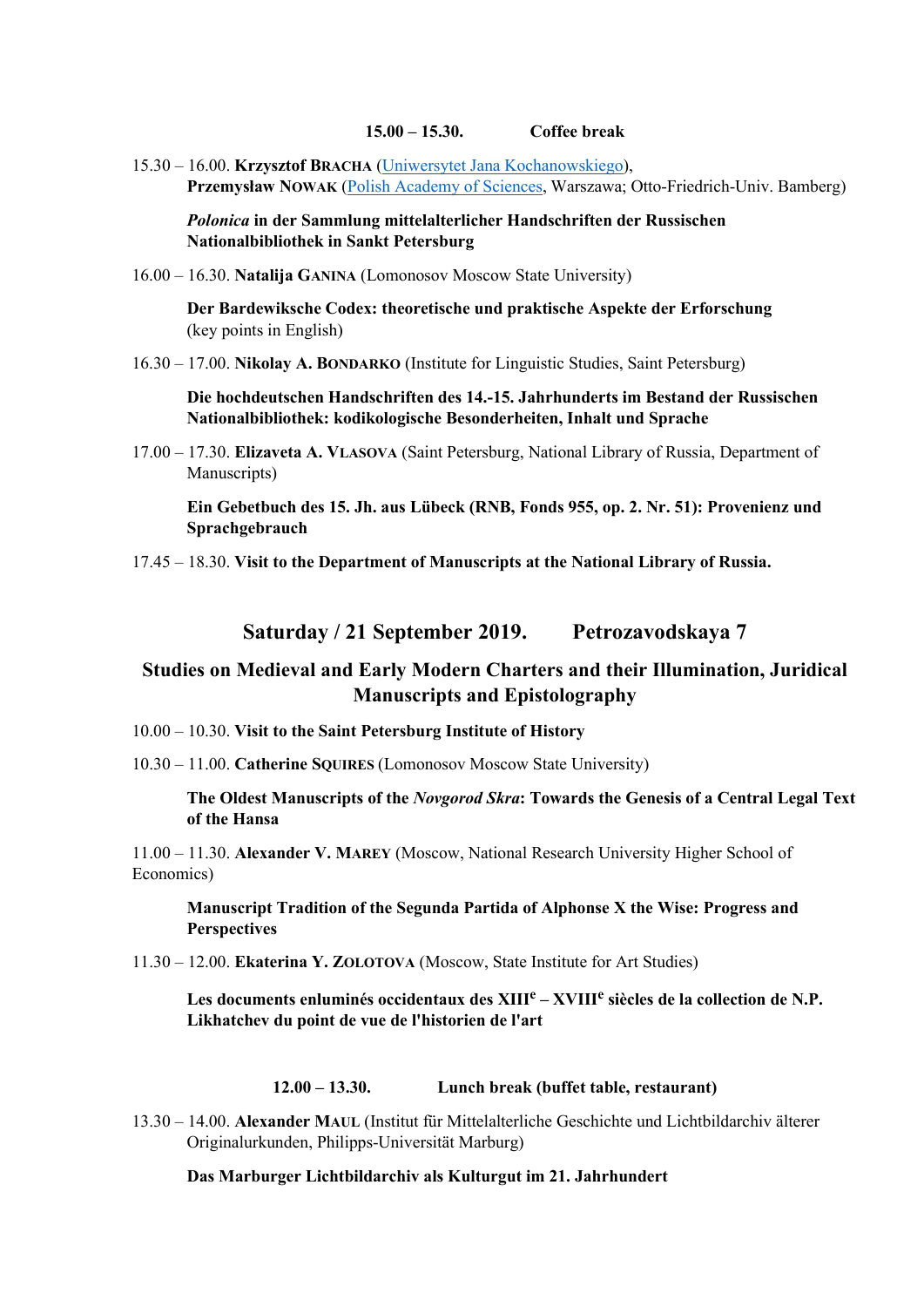**15.00 – 15.30. Coffee break**

15.30 – 16.00. **Krzysztof BRACHA** (Uniwersytet Jana Kochanowskiego), **Przemysław NOWAK** (Polish Academy of Sciences, Warszawa; Otto-Friedrich-Univ. Bamberg)

***Polonica* in der Sammlung mittelalterlicher Handschriften der Russischen Nationalbibliothek in Sankt Petersburg**

16.00 – 16.30. **Natalija GANINA** (Lomonosov Moscow State University)

**Der Bardewiksche Codex: theoretische und praktische Aspekte der Erforschung** (key points in English)

16.30 – 17.00. **Nikolay A. BONDARKO** (Institute for Linguistic Studies, Saint Petersburg)

**Die hochdeutschen Handschriften des 14.-15. Jahrhunderts im Bestand der Russischen Nationalbibliothek: kodikologische Besonderheiten, Inhalt und Sprache**

17.00 – 17.30. **Elizaveta A. VLASOVA** (Saint Petersburg, National Library of Russia, Department of Manuscripts)

**Ein Gebetbuch des 15. Jh. aus Lübeck (RNB, Fonds 955, op. 2. Nr. 51): Provenienz und Sprachgebrauch**

17.45 – 18.30. **Visit to the Department of Manuscripts at the National Library of Russia.**

## Saturday / 21 September 2019. Petrozavodskaya 7

## Studies on Medieval and Early Modern Charters and their Illumination, Juridical Manuscripts and Epistolography

10.00 – 10.30. **Visit to the Saint Petersburg Institute of History**

10.30 – 11.00. **Catherine SQUIRES** (Lomonosov Moscow State University)

**The Oldest Manuscripts of the *Novgorod Skra*: Towards the Genesis of a Central Legal Text of the Hansa**

11.00 – 11.30. **Alexander V. MAREY** (Moscow, National Research University Higher School of Economics)

**Manuscript Tradition of the Segunda Partida of Alphonse X the Wise: Progress and Perspectives**

11.30 – 12.00. **Ekaterina Y. ZOLOTOVA** (Moscow, State Institute for Art Studies)

**Les documents enluminés occidentaux des XIII[e] – XVIII[e] siècles de la collection de N.P. Likhatchev du point de vue de l'historien de l'art**

**12.00 – 13.30. Lunch break (buffet table, restaurant)**

13.30 – 14.00. **Alexander MAUL** (Institut für Mittelalterliche Geschichte und Lichtbildarchiv älterer Originalurkunden, Philipps-Universität Marburg)

**Das Marburger Lichtbildarchiv als Kulturgut im 21. Jahrhundert**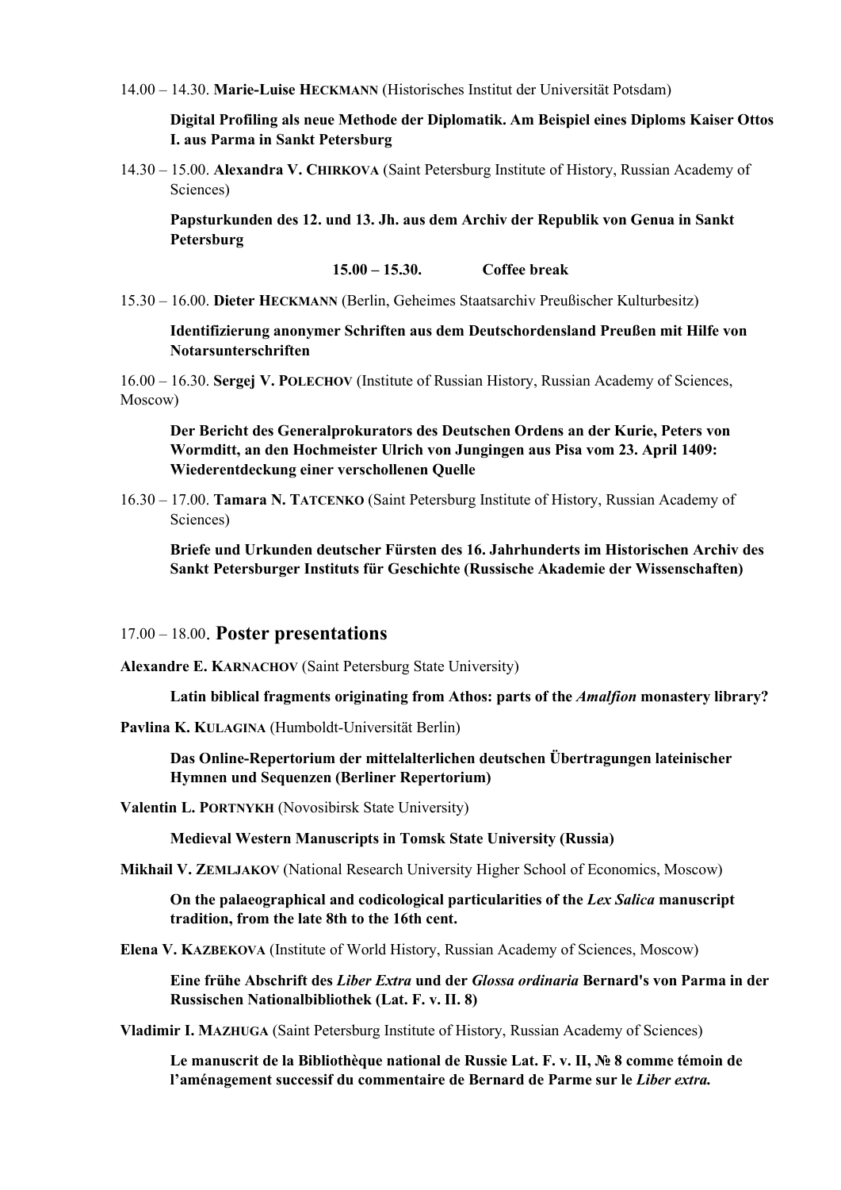14.00 – 14.30. **Marie-Luise HECKMANN** (Historisches Institut der Universität Potsdam)

**Digital Profiling als neue Methode der Diplomatik. Am Beispiel eines Diploms Kaiser Ottos I. aus Parma in Sankt Petersburg**

14.30 – 15.00. **Alexandra V. CHIRKOVA** (Saint Petersburg Institute of History, Russian Academy of Sciences)

**Papsturkunden des 12. und 13. Jh. aus dem Archiv der Republik von Genua in Sankt Petersburg**

**15.00 – 15.30. Coffee break**

15.30 – 16.00. **Dieter HECKMANN** (Berlin, Geheimes Staatsarchiv Preußischer Kulturbesitz)

**Identifizierung anonymer Schriften aus dem Deutschordensland Preußen mit Hilfe von Notarsunterschriften**

16.00 – 16.30. **Sergej V. POLECHOV** (Institute of Russian History, Russian Academy of Sciences, Moscow)

**Der Bericht des Generalprokurators des Deutschen Ordens an der Kurie, Peters von Wormditt, an den Hochmeister Ulrich von Jungingen aus Pisa vom 23. April 1409: Wiederentdeckung einer verschollenen Quelle**

16.30 – 17.00. **Tamara N. TATCENKO** (Saint Petersburg Institute of History, Russian Academy of Sciences)

**Briefe und Urkunden deutscher Fürsten des 16. Jahrhunderts im Historischen Archiv des Sankt Petersburger Instituts für Geschichte (Russische Akademie der Wissenschaften)**

## 17.00 – 18.00. Poster presentations

**Alexandre E. KARNACHOV** (Saint Petersburg State University)

**Latin biblical fragments originating from Athos: parts of the *Amalfion* monastery library?**

**Pavlina K. KULAGINA** (Humboldt-Universität Berlin)

**Das Online-Repertorium der mittelalterlichen deutschen Übertragungen lateinischer Hymnen und Sequenzen (Berliner Repertorium)**

**Valentin L. PORTNYKH** (Novosibirsk State University)

**Medieval Western Manuscripts in Tomsk State University (Russia)**

**Mikhail V. ZEMLJAKOV** (National Research University Higher School of Economics, Moscow)

**On the palaeographical and codicological particularities of the *Lex Salica* manuscript tradition, from the late 8th to the 16th cent.**

**Elena V. KAZBEKOVA** (Institute of World History, Russian Academy of Sciences, Moscow)

**Eine frühe Abschrift des *Liber Extra* und der *Glossa ordinaria* Bernard's von Parma in der Russischen Nationalbibliothek (Lat. F. v. II. 8)**

**Vladimir I. MAZHUGA** (Saint Petersburg Institute of History, Russian Academy of Sciences)

**Le manuscrit de la Bibliothèque national de Russie Lat. F. v. II, № 8 comme témoin de l'aménagement successif du commentaire de Bernard de Parme sur le *Liber extra.***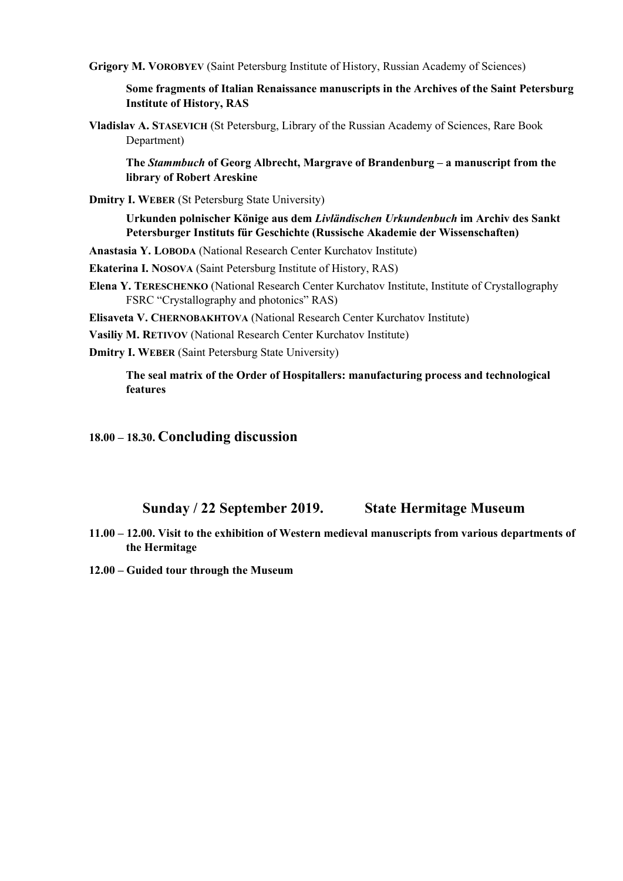**Grigory M. Vorobyev** (Saint Petersburg Institute of History, Russian Academy of Sciences)

> **Some fragments of Italian Renaissance manuscripts in the Archives of the Saint Petersburg Institute of History, RAS**

**Vladislav A. Stasevich** (St Petersburg, Library of the Russian Academy of Sciences, Rare Book Department)

> **The *Stammbuch* of Georg Albrecht, Margrave of Brandenburg – a manuscript from the library of Robert Areskine**

**Dmitry I. Weber** (St Petersburg State University)

> **Urkunden polnischer Könige aus dem *Livländischen Urkundenbuch* im Archiv des Sankt Petersburger Instituts für Geschichte (Russische Akademie der Wissenschaften)**

**Anastasia Y. Loboda** (National Research Center Kurchatov Institute)

**Ekaterina I. Nosova** (Saint Petersburg Institute of History, RAS)

**Elena Y. Tereschenko** (National Research Center Kurchatov Institute, Institute of Crystallography FSRC "Crystallography and photonics" RAS)

**Elisaveta V. Chernobakhtova** (National Research Center Kurchatov Institute)

**Vasiliy M. Retivov** (National Research Center Kurchatov Institute)

**Dmitry I. Weber** (Saint Petersburg State University)

> **The seal matrix of the Order of Hospitallers: manufacturing process and technological features**

**18.00 – 18.30. Concluding discussion**

## Sunday / 22 September 2019. State Hermitage Museum

**11.00 – 12.00. Visit to the exhibition of Western medieval manuscripts from various departments of the Hermitage**

**12.00 – Guided tour through the Museum**